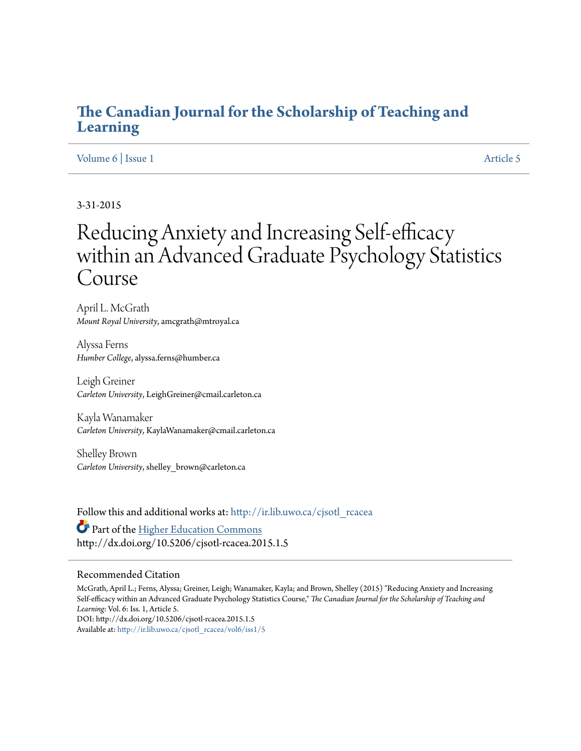# The Canadian Journal for the Scholarship of Teaching and Learning

Volume 6 | Issue 1 Article 5

3-31-2015

# Reducing Anxiety and Increasing Self-efficacy within an Advanced Graduate Psychology Statistics Course

April L. McGrath
*Mount Royal University*, amcgrath@mtroyal.ca

Alyssa Ferns
*Humber College*, alyssa.ferns@humber.ca

Leigh Greiner
*Carleton University*, LeighGreiner@cmail.carleton.ca

Kayla Wanamaker
*Carleton University*, KaylaWanamaker@cmail.carleton.ca

Shelley Brown
*Carleton University*, shelley_brown@carleton.ca

Follow this and additional works at: http://ir.lib.uwo.ca/cjsotl_rcacea

Part of the Higher Education Commons
http://dx.doi.org/10.5206/cjsotl-rcacea.2015.1.5

## Recommended Citation

McGrath, April L.; Ferns, Alyssa; Greiner, Leigh; Wanamaker, Kayla; and Brown, Shelley (2015) "Reducing Anxiety and Increasing Self-efficacy within an Advanced Graduate Psychology Statistics Course," *The Canadian Journal for the Scholarship of Teaching and Learning*: Vol. 6: Iss. 1, Article 5.
DOI: http://dx.doi.org/10.5206/cjsotl-rcacea.2015.1.5
Available at: http://ir.lib.uwo.ca/cjsotl_rcacea/vol6/iss1/5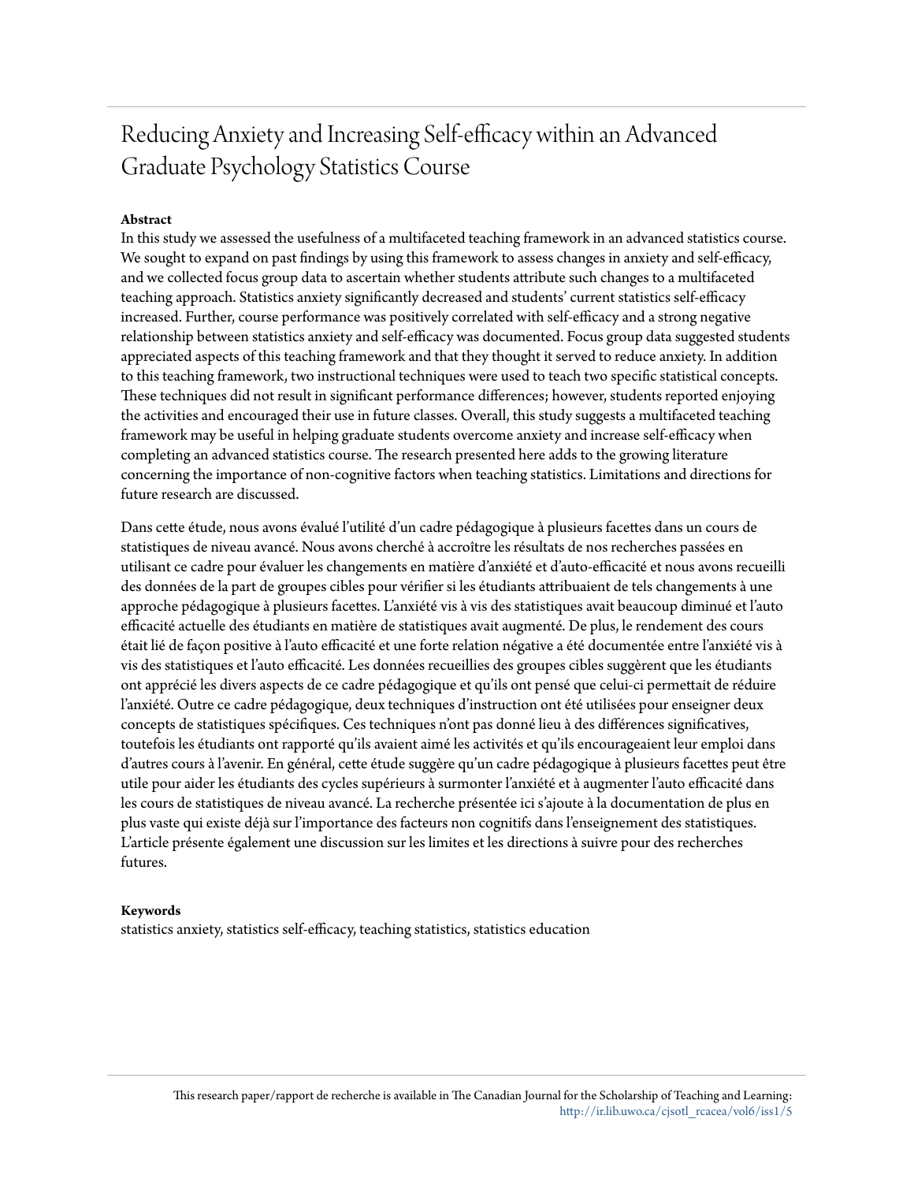# Reducing Anxiety and Increasing Self-efficacy within an Advanced Graduate Psychology Statistics Course

**Abstract**

In this study we assessed the usefulness of a multifaceted teaching framework in an advanced statistics course. We sought to expand on past findings by using this framework to assess changes in anxiety and self-efficacy, and we collected focus group data to ascertain whether students attribute such changes to a multifaceted teaching approach. Statistics anxiety significantly decreased and students' current statistics self-efficacy increased. Further, course performance was positively correlated with self-efficacy and a strong negative relationship between statistics anxiety and self-efficacy was documented. Focus group data suggested students appreciated aspects of this teaching framework and that they thought it served to reduce anxiety. In addition to this teaching framework, two instructional techniques were used to teach two specific statistical concepts. These techniques did not result in significant performance differences; however, students reported enjoying the activities and encouraged their use in future classes. Overall, this study suggests a multifaceted teaching framework may be useful in helping graduate students overcome anxiety and increase self-efficacy when completing an advanced statistics course. The research presented here adds to the growing literature concerning the importance of non-cognitive factors when teaching statistics. Limitations and directions for future research are discussed.

Dans cette étude, nous avons évalué l'utilité d'un cadre pédagogique à plusieurs facettes dans un cours de statistiques de niveau avancé. Nous avons cherché à accroître les résultats de nos recherches passées en utilisant ce cadre pour évaluer les changements en matière d'anxiété et d'auto-efficacité et nous avons recueilli des données de la part de groupes cibles pour vérifier si les étudiants attribuaient de tels changements à une approche pédagogique à plusieurs facettes. L'anxiété vis à vis des statistiques avait beaucoup diminué et l'auto efficacité actuelle des étudiants en matière de statistiques avait augmenté. De plus, le rendement des cours était lié de façon positive à l'auto efficacité et une forte relation négative a été documentée entre l'anxiété vis à vis des statistiques et l'auto efficacité. Les données recueillies des groupes cibles suggèrent que les étudiants ont apprécié les divers aspects de ce cadre pédagogique et qu'ils ont pensé que celui-ci permettait de réduire l'anxiété. Outre ce cadre pédagogique, deux techniques d'instruction ont été utilisées pour enseigner deux concepts de statistiques spécifiques. Ces techniques n'ont pas donné lieu à des différences significatives, toutefois les étudiants ont rapporté qu'ils avaient aimé les activités et qu'ils encourageaient leur emploi dans d'autres cours à l'avenir. En général, cette étude suggère qu'un cadre pédagogique à plusieurs facettes peut être utile pour aider les étudiants des cycles supérieurs à surmonter l'anxiété et à augmenter l'auto efficacité dans les cours de statistiques de niveau avancé. La recherche présentée ici s'ajoute à la documentation de plus en plus vaste qui existe déjà sur l'importance des facteurs non cognitifs dans l'enseignement des statistiques. L'article présente également une discussion sur les limites et les directions à suivre pour des recherches futures.

**Keywords**

statistics anxiety, statistics self-efficacy, teaching statistics, statistics education

This research paper/rapport de recherche is available in The Canadian Journal for the Scholarship of Teaching and Learning: http://ir.lib.uwo.ca/cjsotl_rcacea/vol6/iss1/5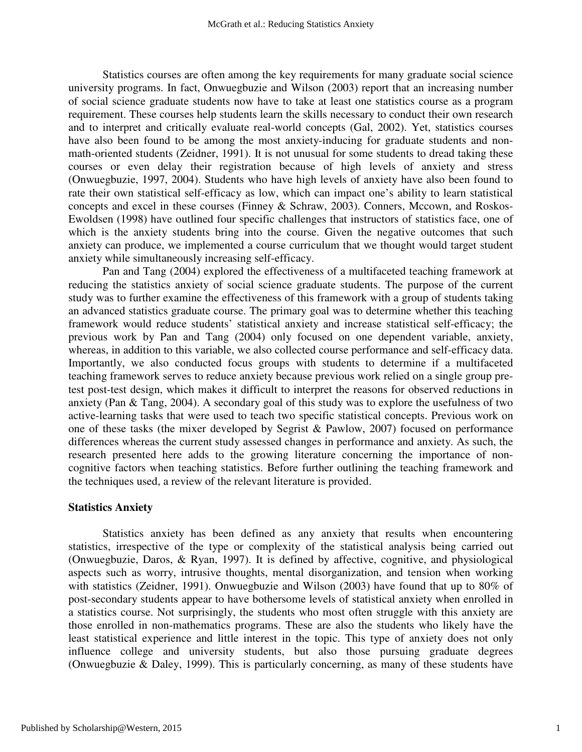Statistics courses are often among the key requirements for many graduate social science university programs. In fact, Onwuegbuzie and Wilson (2003) report that an increasing number of social science graduate students now have to take at least one statistics course as a program requirement. These courses help students learn the skills necessary to conduct their own research and to interpret and critically evaluate real-world concepts (Gal, 2002). Yet, statistics courses have also been found to be among the most anxiety-inducing for graduate students and non-math-oriented students (Zeidner, 1991). It is not unusual for some students to dread taking these courses or even delay their registration because of high levels of anxiety and stress (Onwuegbuzie, 1997, 2004). Students who have high levels of anxiety have also been found to rate their own statistical self-efficacy as low, which can impact one's ability to learn statistical concepts and excel in these courses (Finney & Schraw, 2003). Conners, Mccown, and Roskos-Ewoldsen (1998) have outlined four specific challenges that instructors of statistics face, one of which is the anxiety students bring into the course. Given the negative outcomes that such anxiety can produce, we implemented a course curriculum that we thought would target student anxiety while simultaneously increasing self-efficacy.

Pan and Tang (2004) explored the effectiveness of a multifaceted teaching framework at reducing the statistics anxiety of social science graduate students. The purpose of the current study was to further examine the effectiveness of this framework with a group of students taking an advanced statistics graduate course. The primary goal was to determine whether this teaching framework would reduce students' statistical anxiety and increase statistical self-efficacy; the previous work by Pan and Tang (2004) only focused on one dependent variable, anxiety, whereas, in addition to this variable, we also collected course performance and self-efficacy data. Importantly, we also conducted focus groups with students to determine if a multifaceted teaching framework serves to reduce anxiety because previous work relied on a single group pre-test post-test design, which makes it difficult to interpret the reasons for observed reductions in anxiety (Pan & Tang, 2004). A secondary goal of this study was to explore the usefulness of two active-learning tasks that were used to teach two specific statistical concepts. Previous work on one of these tasks (the mixer developed by Segrist & Pawlow, 2007) focused on performance differences whereas the current study assessed changes in performance and anxiety. As such, the research presented here adds to the growing literature concerning the importance of non-cognitive factors when teaching statistics. Before further outlining the teaching framework and the techniques used, a review of the relevant literature is provided.

## Statistics Anxiety

Statistics anxiety has been defined as any anxiety that results when encountering statistics, irrespective of the type or complexity of the statistical analysis being carried out (Onwuegbuzie, Daros, & Ryan, 1997). It is defined by affective, cognitive, and physiological aspects such as worry, intrusive thoughts, mental disorganization, and tension when working with statistics (Zeidner, 1991). Onwuegbuzie and Wilson (2003) have found that up to 80% of post-secondary students appear to have bothersome levels of statistical anxiety when enrolled in a statistics course. Not surprisingly, the students who most often struggle with this anxiety are those enrolled in non-mathematics programs. These are also the students who likely have the least statistical experience and little interest in the topic. This type of anxiety does not only influence college and university students, but also those pursuing graduate degrees (Onwuegbuzie & Daley, 1999). This is particularly concerning, as many of these students have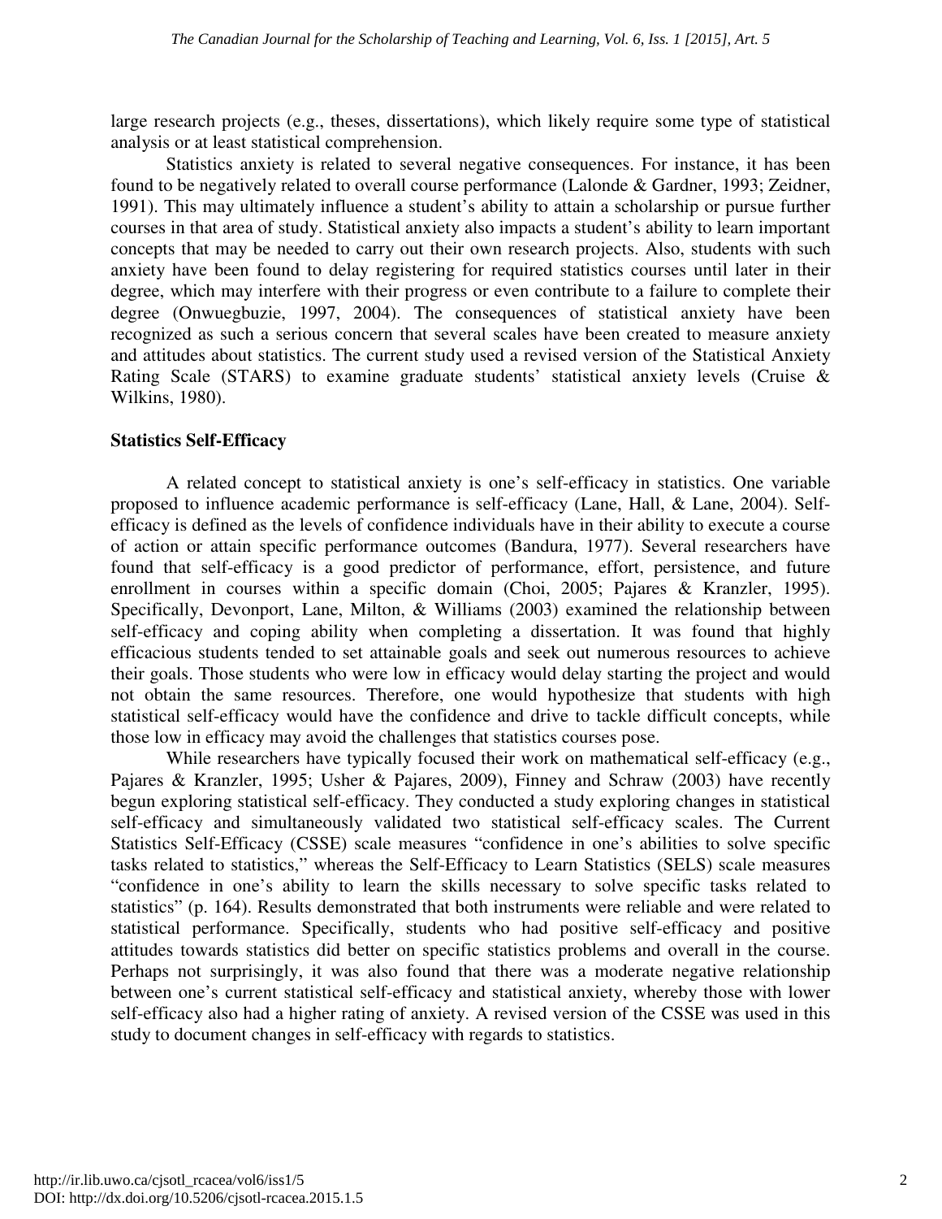large research projects (e.g., theses, dissertations), which likely require some type of statistical analysis or at least statistical comprehension.

Statistics anxiety is related to several negative consequences. For instance, it has been found to be negatively related to overall course performance (Lalonde & Gardner, 1993; Zeidner, 1991). This may ultimately influence a student's ability to attain a scholarship or pursue further courses in that area of study. Statistical anxiety also impacts a student's ability to learn important concepts that may be needed to carry out their own research projects. Also, students with such anxiety have been found to delay registering for required statistics courses until later in their degree, which may interfere with their progress or even contribute to a failure to complete their degree (Onwuegbuzie, 1997, 2004). The consequences of statistical anxiety have been recognized as such a serious concern that several scales have been created to measure anxiety and attitudes about statistics. The current study used a revised version of the Statistical Anxiety Rating Scale (STARS) to examine graduate students' statistical anxiety levels (Cruise & Wilkins, 1980).

**Statistics Self-Efficacy**

A related concept to statistical anxiety is one's self-efficacy in statistics. One variable proposed to influence academic performance is self-efficacy (Lane, Hall, & Lane, 2004). Self-efficacy is defined as the levels of confidence individuals have in their ability to execute a course of action or attain specific performance outcomes (Bandura, 1977). Several researchers have found that self-efficacy is a good predictor of performance, effort, persistence, and future enrollment in courses within a specific domain (Choi, 2005; Pajares & Kranzler, 1995). Specifically, Devonport, Lane, Milton, & Williams (2003) examined the relationship between self-efficacy and coping ability when completing a dissertation. It was found that highly efficacious students tended to set attainable goals and seek out numerous resources to achieve their goals. Those students who were low in efficacy would delay starting the project and would not obtain the same resources. Therefore, one would hypothesize that students with high statistical self-efficacy would have the confidence and drive to tackle difficult concepts, while those low in efficacy may avoid the challenges that statistics courses pose.

While researchers have typically focused their work on mathematical self-efficacy (e.g., Pajares & Kranzler, 1995; Usher & Pajares, 2009), Finney and Schraw (2003) have recently begun exploring statistical self-efficacy. They conducted a study exploring changes in statistical self-efficacy and simultaneously validated two statistical self-efficacy scales. The Current Statistics Self-Efficacy (CSSE) scale measures "confidence in one's abilities to solve specific tasks related to statistics," whereas the Self-Efficacy to Learn Statistics (SELS) scale measures "confidence in one's ability to learn the skills necessary to solve specific tasks related to statistics" (p. 164). Results demonstrated that both instruments were reliable and were related to statistical performance. Specifically, students who had positive self-efficacy and positive attitudes towards statistics did better on specific statistics problems and overall in the course. Perhaps not surprisingly, it was also found that there was a moderate negative relationship between one's current statistical self-efficacy and statistical anxiety, whereby those with lower self-efficacy also had a higher rating of anxiety. A revised version of the CSSE was used in this study to document changes in self-efficacy with regards to statistics.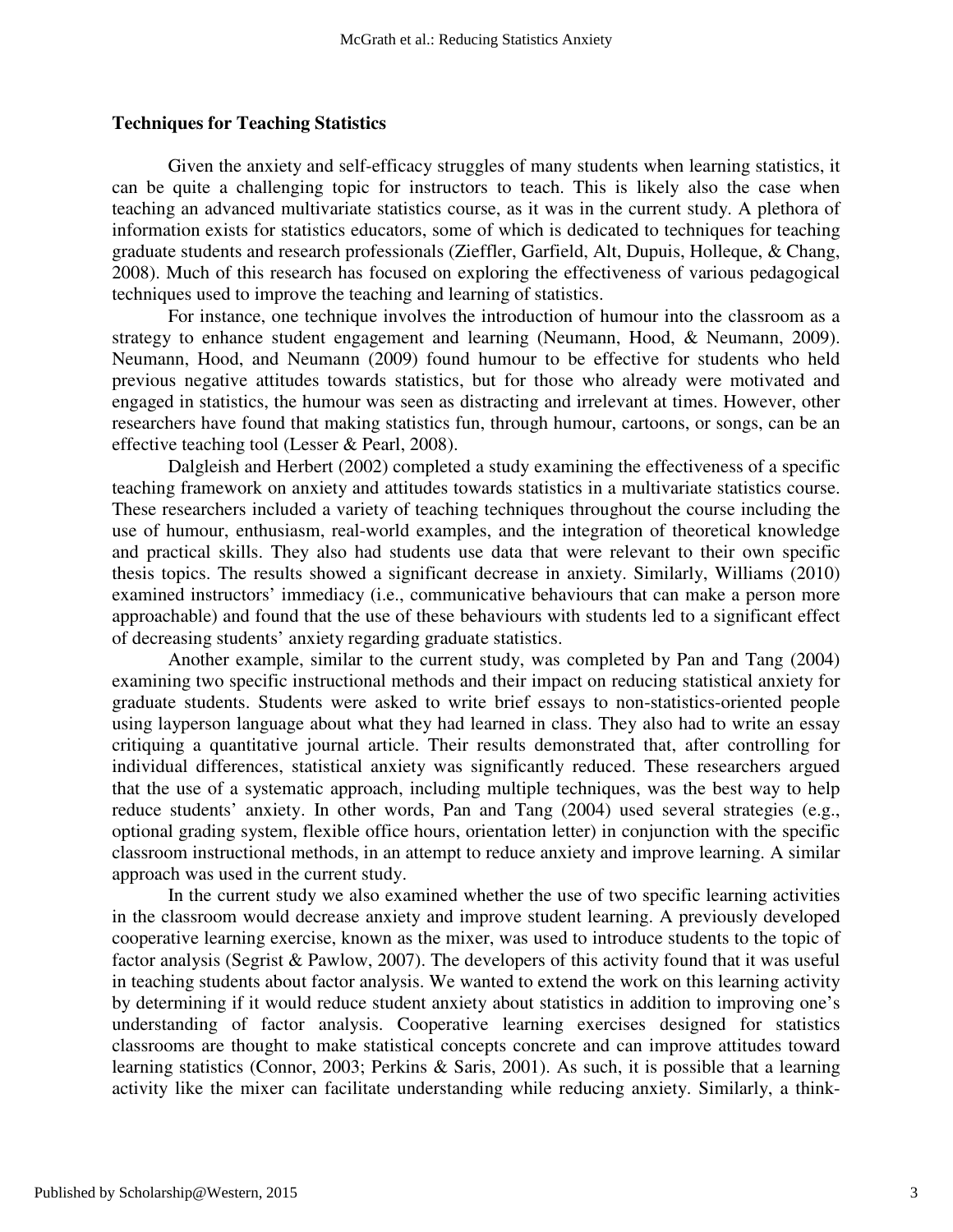## Techniques for Teaching Statistics

Given the anxiety and self-efficacy struggles of many students when learning statistics, it can be quite a challenging topic for instructors to teach. This is likely also the case when teaching an advanced multivariate statistics course, as it was in the current study. A plethora of information exists for statistics educators, some of which is dedicated to techniques for teaching graduate students and research professionals (Zieffler, Garfield, Alt, Dupuis, Holleque, & Chang, 2008). Much of this research has focused on exploring the effectiveness of various pedagogical techniques used to improve the teaching and learning of statistics.

For instance, one technique involves the introduction of humour into the classroom as a strategy to enhance student engagement and learning (Neumann, Hood, & Neumann, 2009). Neumann, Hood, and Neumann (2009) found humour to be effective for students who held previous negative attitudes towards statistics, but for those who already were motivated and engaged in statistics, the humour was seen as distracting and irrelevant at times. However, other researchers have found that making statistics fun, through humour, cartoons, or songs, can be an effective teaching tool (Lesser & Pearl, 2008).

Dalgleish and Herbert (2002) completed a study examining the effectiveness of a specific teaching framework on anxiety and attitudes towards statistics in a multivariate statistics course. These researchers included a variety of teaching techniques throughout the course including the use of humour, enthusiasm, real-world examples, and the integration of theoretical knowledge and practical skills. They also had students use data that were relevant to their own specific thesis topics. The results showed a significant decrease in anxiety. Similarly, Williams (2010) examined instructors' immediacy (i.e., communicative behaviours that can make a person more approachable) and found that the use of these behaviours with students led to a significant effect of decreasing students' anxiety regarding graduate statistics.

Another example, similar to the current study, was completed by Pan and Tang (2004) examining two specific instructional methods and their impact on reducing statistical anxiety for graduate students. Students were asked to write brief essays to non-statistics-oriented people using layperson language about what they had learned in class. They also had to write an essay critiquing a quantitative journal article. Their results demonstrated that, after controlling for individual differences, statistical anxiety was significantly reduced. These researchers argued that the use of a systematic approach, including multiple techniques, was the best way to help reduce students' anxiety. In other words, Pan and Tang (2004) used several strategies (e.g., optional grading system, flexible office hours, orientation letter) in conjunction with the specific classroom instructional methods, in an attempt to reduce anxiety and improve learning. A similar approach was used in the current study.

In the current study we also examined whether the use of two specific learning activities in the classroom would decrease anxiety and improve student learning. A previously developed cooperative learning exercise, known as the mixer, was used to introduce students to the topic of factor analysis (Segrist & Pawlow, 2007). The developers of this activity found that it was useful in teaching students about factor analysis. We wanted to extend the work on this learning activity by determining if it would reduce student anxiety about statistics in addition to improving one's understanding of factor analysis. Cooperative learning exercises designed for statistics classrooms are thought to make statistical concepts concrete and can improve attitudes toward learning statistics (Connor, 2003; Perkins & Saris, 2001). As such, it is possible that a learning activity like the mixer can facilitate understanding while reducing anxiety. Similarly, a think-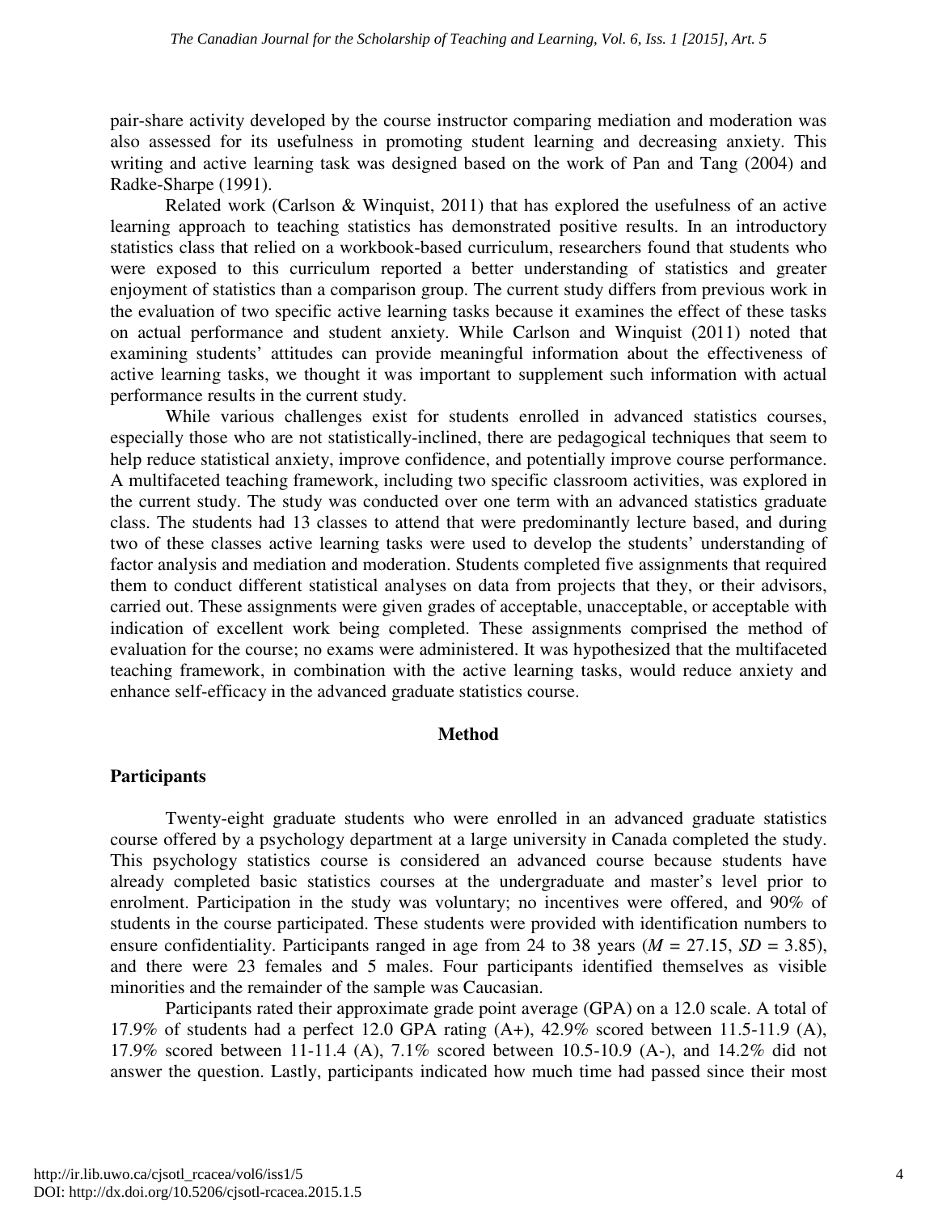pair-share activity developed by the course instructor comparing mediation and moderation was also assessed for its usefulness in promoting student learning and decreasing anxiety. This writing and active learning task was designed based on the work of Pan and Tang (2004) and Radke-Sharpe (1991).

Related work (Carlson & Winquist, 2011) that has explored the usefulness of an active learning approach to teaching statistics has demonstrated positive results. In an introductory statistics class that relied on a workbook-based curriculum, researchers found that students who were exposed to this curriculum reported a better understanding of statistics and greater enjoyment of statistics than a comparison group. The current study differs from previous work in the evaluation of two specific active learning tasks because it examines the effect of these tasks on actual performance and student anxiety. While Carlson and Winquist (2011) noted that examining students' attitudes can provide meaningful information about the effectiveness of active learning tasks, we thought it was important to supplement such information with actual performance results in the current study.

While various challenges exist for students enrolled in advanced statistics courses, especially those who are not statistically-inclined, there are pedagogical techniques that seem to help reduce statistical anxiety, improve confidence, and potentially improve course performance. A multifaceted teaching framework, including two specific classroom activities, was explored in the current study. The study was conducted over one term with an advanced statistics graduate class. The students had 13 classes to attend that were predominantly lecture based, and during two of these classes active learning tasks were used to develop the students' understanding of factor analysis and mediation and moderation. Students completed five assignments that required them to conduct different statistical analyses on data from projects that they, or their advisors, carried out. These assignments were given grades of acceptable, unacceptable, or acceptable with indication of excellent work being completed. These assignments comprised the method of evaluation for the course; no exams were administered. It was hypothesized that the multifaceted teaching framework, in combination with the active learning tasks, would reduce anxiety and enhance self-efficacy in the advanced graduate statistics course.

## Method

### Participants

Twenty-eight graduate students who were enrolled in an advanced graduate statistics course offered by a psychology department at a large university in Canada completed the study. This psychology statistics course is considered an advanced course because students have already completed basic statistics courses at the undergraduate and master's level prior to enrolment. Participation in the study was voluntary; no incentives were offered, and 90% of students in the course participated. These students were provided with identification numbers to ensure confidentiality. Participants ranged in age from 24 to 38 years ($M$ = 27.15, $SD$ = 3.85), and there were 23 females and 5 males. Four participants identified themselves as visible minorities and the remainder of the sample was Caucasian.

Participants rated their approximate grade point average (GPA) on a 12.0 scale. A total of 17.9% of students had a perfect 12.0 GPA rating (A+), 42.9% scored between 11.5-11.9 (A), 17.9% scored between 11-11.4 (A), 7.1% scored between 10.5-10.9 (A-), and 14.2% did not answer the question. Lastly, participants indicated how much time had passed since their most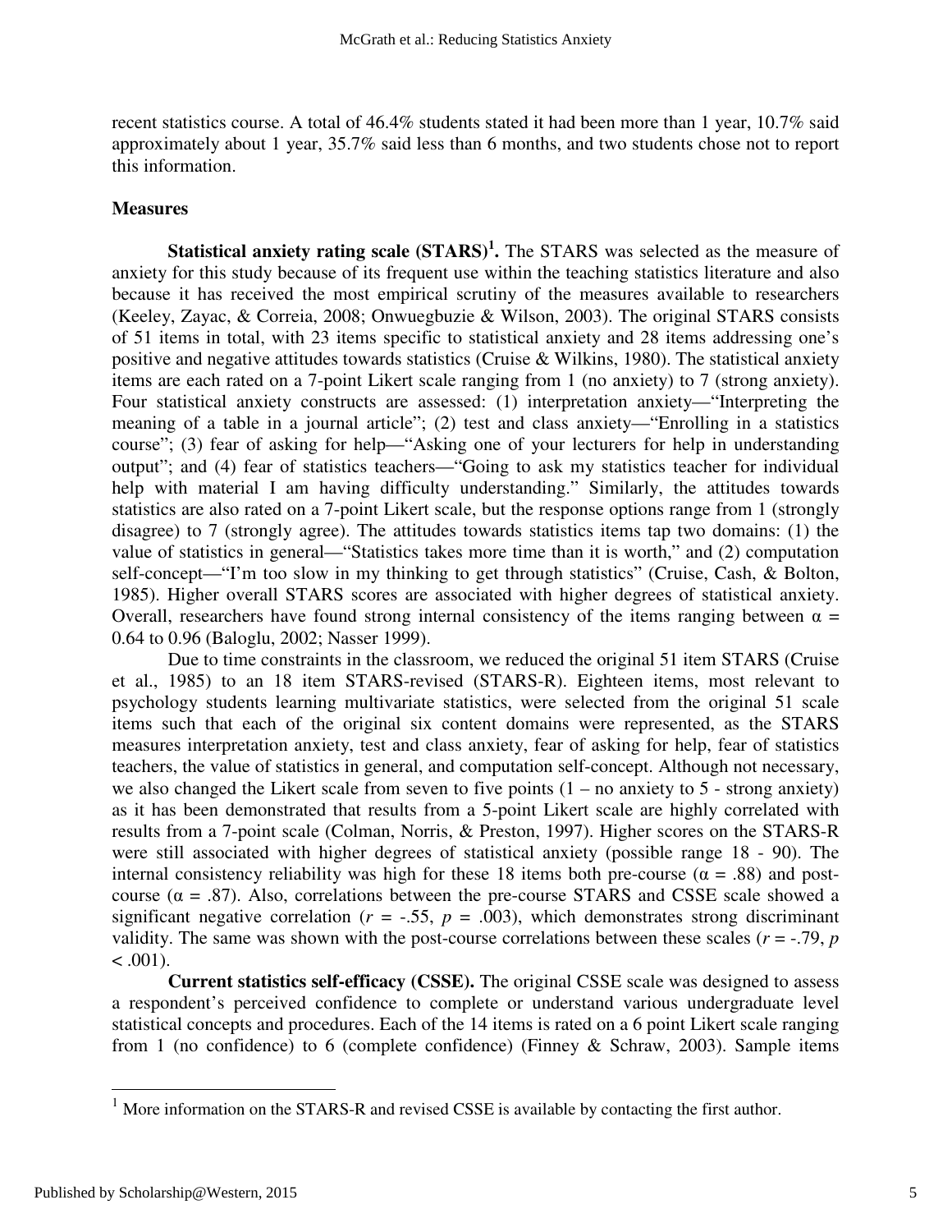recent statistics course. A total of 46.4% students stated it had been more than 1 year, 10.7% said approximately about 1 year, 35.7% said less than 6 months, and two students chose not to report this information.

## Measures

**Statistical anxiety rating scale (STARS)[1].** The STARS was selected as the measure of anxiety for this study because of its frequent use within the teaching statistics literature and also because it has received the most empirical scrutiny of the measures available to researchers (Keeley, Zayac, & Correia, 2008; Onwuegbuzie & Wilson, 2003). The original STARS consists of 51 items in total, with 23 items specific to statistical anxiety and 28 items addressing one's positive and negative attitudes towards statistics (Cruise & Wilkins, 1980). The statistical anxiety items are each rated on a 7-point Likert scale ranging from 1 (no anxiety) to 7 (strong anxiety). Four statistical anxiety constructs are assessed: (1) interpretation anxiety—"Interpreting the meaning of a table in a journal article"; (2) test and class anxiety—"Enrolling in a statistics course"; (3) fear of asking for help—"Asking one of your lecturers for help in understanding output"; and (4) fear of statistics teachers—"Going to ask my statistics teacher for individual help with material I am having difficulty understanding." Similarly, the attitudes towards statistics are also rated on a 7-point Likert scale, but the response options range from 1 (strongly disagree) to 7 (strongly agree). The attitudes towards statistics items tap two domains: (1) the value of statistics in general—"Statistics takes more time than it is worth," and (2) computation self-concept—"I'm too slow in my thinking to get through statistics" (Cruise, Cash, & Bolton, 1985). Higher overall STARS scores are associated with higher degrees of statistical anxiety. Overall, researchers have found strong internal consistency of the items ranging between $\alpha$ = 0.64 to 0.96 (Baloglu, 2002; Nasser 1999).

Due to time constraints in the classroom, we reduced the original 51 item STARS (Cruise et al., 1985) to an 18 item STARS-revised (STARS-R). Eighteen items, most relevant to psychology students learning multivariate statistics, were selected from the original 51 scale items such that each of the original six content domains were represented, as the STARS measures interpretation anxiety, test and class anxiety, fear of asking for help, fear of statistics teachers, the value of statistics in general, and computation self-concept. Although not necessary, we also changed the Likert scale from seven to five points (1 – no anxiety to 5 - strong anxiety) as it has been demonstrated that results from a 5-point Likert scale are highly correlated with results from a 7-point scale (Colman, Norris, & Preston, 1997). Higher scores on the STARS-R were still associated with higher degrees of statistical anxiety (possible range 18 - 90). The internal consistency reliability was high for these 18 items both pre-course ($\alpha$ = .88) and post-course ($\alpha$ = .87). Also, correlations between the pre-course STARS and CSSE scale showed a significant negative correlation ($r$ = -.55, $p$ = .003), which demonstrates strong discriminant validity. The same was shown with the post-course correlations between these scales ($r$ = -.79, $p$ < .001).

**Current statistics self-efficacy (CSSE).** The original CSSE scale was designed to assess a respondent's perceived confidence to complete or understand various undergraduate level statistical concepts and procedures. Each of the 14 items is rated on a 6 point Likert scale ranging from 1 (no confidence) to 6 (complete confidence) (Finney & Schraw, 2003). Sample items

[1] More information on the STARS-R and revised CSSE is available by contacting the first author.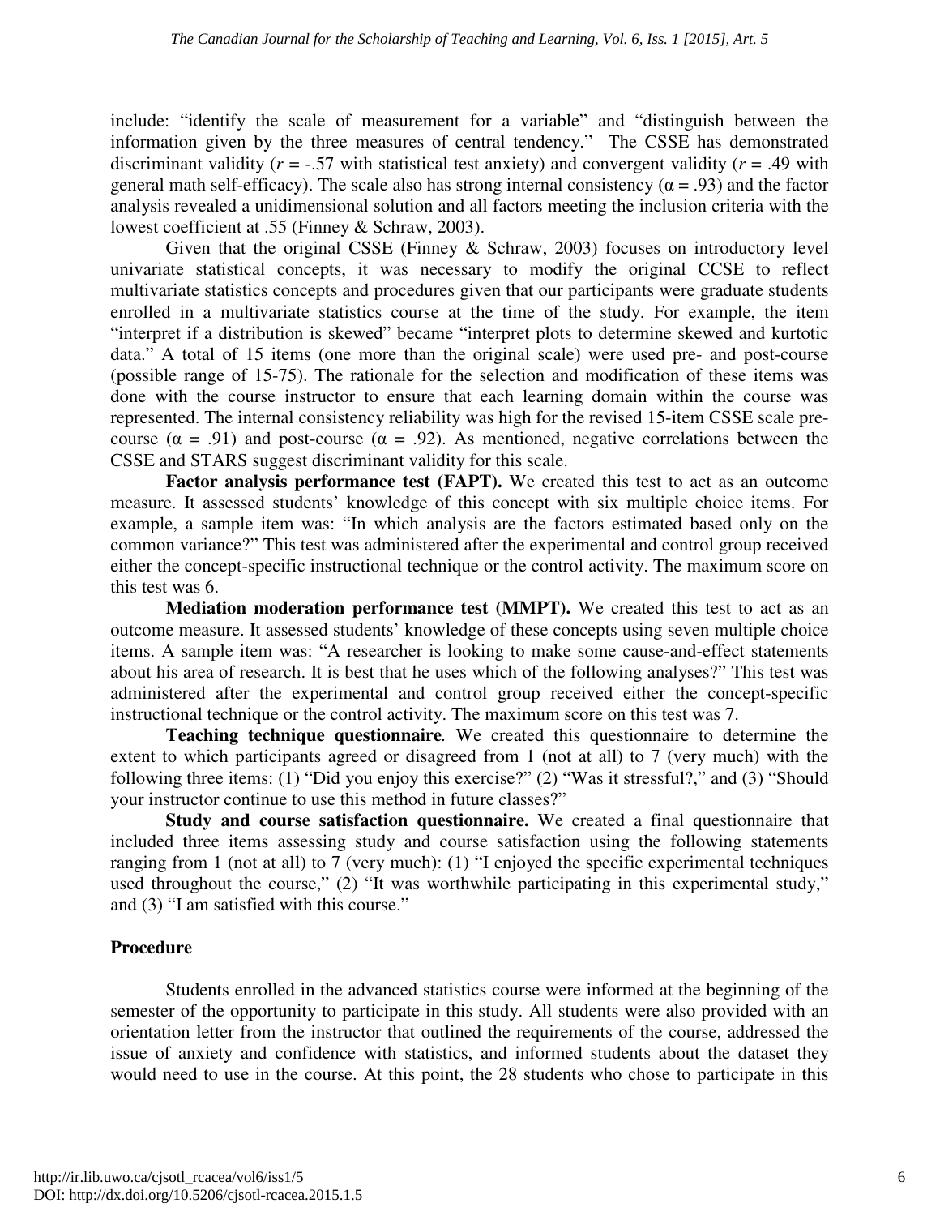include: "identify the scale of measurement for a variable" and "distinguish between the information given by the three measures of central tendency." The CSSE has demonstrated discriminant validity ($r$ = -.57 with statistical test anxiety) and convergent validity ($r$ = .49 with general math self-efficacy). The scale also has strong internal consistency (α = .93) and the factor analysis revealed a unidimensional solution and all factors meeting the inclusion criteria with the lowest coefficient at .55 (Finney & Schraw, 2003).

Given that the original CSSE (Finney & Schraw, 2003) focuses on introductory level univariate statistical concepts, it was necessary to modify the original CCSE to reflect multivariate statistics concepts and procedures given that our participants were graduate students enrolled in a multivariate statistics course at the time of the study. For example, the item "interpret if a distribution is skewed" became "interpret plots to determine skewed and kurtotic data." A total of 15 items (one more than the original scale) were used pre- and post-course (possible range of 15-75). The rationale for the selection and modification of these items was done with the course instructor to ensure that each learning domain within the course was represented. The internal consistency reliability was high for the revised 15-item CSSE scale pre-course (α = .91) and post-course (α = .92). As mentioned, negative correlations between the CSSE and STARS suggest discriminant validity for this scale.

**Factor analysis performance test (FAPT).** We created this test to act as an outcome measure. It assessed students' knowledge of this concept with six multiple choice items. For example, a sample item was: "In which analysis are the factors estimated based only on the common variance?" This test was administered after the experimental and control group received either the concept-specific instructional technique or the control activity. The maximum score on this test was 6.

**Mediation moderation performance test (MMPT).** We created this test to act as an outcome measure. It assessed students' knowledge of these concepts using seven multiple choice items. A sample item was: "A researcher is looking to make some cause-and-effect statements about his area of research. It is best that he uses which of the following analyses?" This test was administered after the experimental and control group received either the concept-specific instructional technique or the control activity. The maximum score on this test was 7.

**Teaching technique questionnaire.** We created this questionnaire to determine the extent to which participants agreed or disagreed from 1 (not at all) to 7 (very much) with the following three items: (1) "Did you enjoy this exercise?" (2) "Was it stressful?," and (3) "Should your instructor continue to use this method in future classes?"

**Study and course satisfaction questionnaire.** We created a final questionnaire that included three items assessing study and course satisfaction using the following statements ranging from 1 (not at all) to 7 (very much): (1) "I enjoyed the specific experimental techniques used throughout the course," (2) "It was worthwhile participating in this experimental study," and (3) "I am satisfied with this course."

## Procedure

Students enrolled in the advanced statistics course were informed at the beginning of the semester of the opportunity to participate in this study. All students were also provided with an orientation letter from the instructor that outlined the requirements of the course, addressed the issue of anxiety and confidence with statistics, and informed students about the dataset they would need to use in the course. At this point, the 28 students who chose to participate in this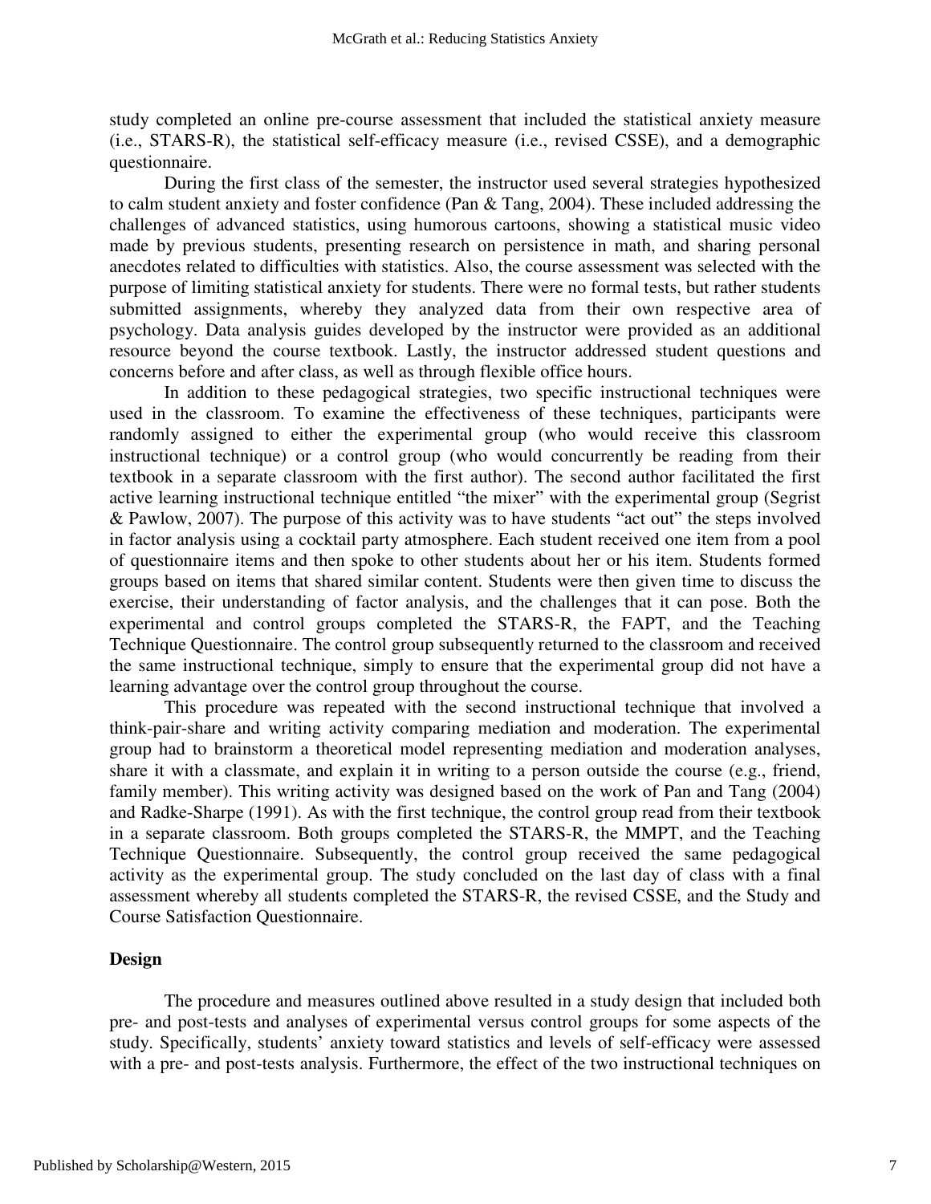study completed an online pre-course assessment that included the statistical anxiety measure (i.e., STARS-R), the statistical self-efficacy measure (i.e., revised CSSE), and a demographic questionnaire.

During the first class of the semester, the instructor used several strategies hypothesized to calm student anxiety and foster confidence (Pan & Tang, 2004). These included addressing the challenges of advanced statistics, using humorous cartoons, showing a statistical music video made by previous students, presenting research on persistence in math, and sharing personal anecdotes related to difficulties with statistics. Also, the course assessment was selected with the purpose of limiting statistical anxiety for students. There were no formal tests, but rather students submitted assignments, whereby they analyzed data from their own respective area of psychology. Data analysis guides developed by the instructor were provided as an additional resource beyond the course textbook. Lastly, the instructor addressed student questions and concerns before and after class, as well as through flexible office hours.

In addition to these pedagogical strategies, two specific instructional techniques were used in the classroom. To examine the effectiveness of these techniques, participants were randomly assigned to either the experimental group (who would receive this classroom instructional technique) or a control group (who would concurrently be reading from their textbook in a separate classroom with the first author). The second author facilitated the first active learning instructional technique entitled "the mixer" with the experimental group (Segrist & Pawlow, 2007). The purpose of this activity was to have students "act out" the steps involved in factor analysis using a cocktail party atmosphere. Each student received one item from a pool of questionnaire items and then spoke to other students about her or his item. Students formed groups based on items that shared similar content. Students were then given time to discuss the exercise, their understanding of factor analysis, and the challenges that it can pose. Both the experimental and control groups completed the STARS-R, the FAPT, and the Teaching Technique Questionnaire. The control group subsequently returned to the classroom and received the same instructional technique, simply to ensure that the experimental group did not have a learning advantage over the control group throughout the course.

This procedure was repeated with the second instructional technique that involved a think-pair-share and writing activity comparing mediation and moderation. The experimental group had to brainstorm a theoretical model representing mediation and moderation analyses, share it with a classmate, and explain it in writing to a person outside the course (e.g., friend, family member). This writing activity was designed based on the work of Pan and Tang (2004) and Radke-Sharpe (1991). As with the first technique, the control group read from their textbook in a separate classroom. Both groups completed the STARS-R, the MMPT, and the Teaching Technique Questionnaire. Subsequently, the control group received the same pedagogical activity as the experimental group. The study concluded on the last day of class with a final assessment whereby all students completed the STARS-R, the revised CSSE, and the Study and Course Satisfaction Questionnaire.

**Design**

The procedure and measures outlined above resulted in a study design that included both pre- and post-tests and analyses of experimental versus control groups for some aspects of the study. Specifically, students' anxiety toward statistics and levels of self-efficacy were assessed with a pre- and post-tests analysis. Furthermore, the effect of the two instructional techniques on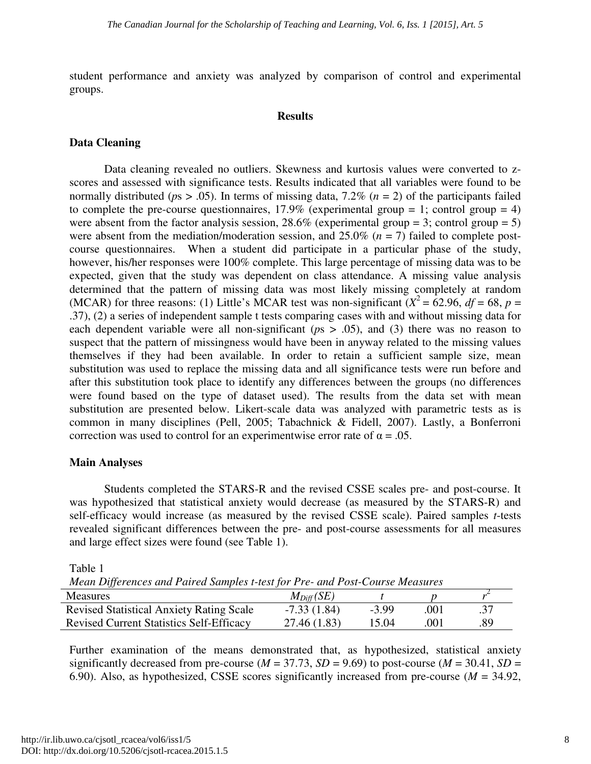student performance and anxiety was analyzed by comparison of control and experimental groups.

## Results

### Data Cleaning

Data cleaning revealed no outliers. Skewness and kurtosis values were converted to z-scores and assessed with significance tests. Results indicated that all variables were found to be normally distributed ($p$s > .05). In terms of missing data, 7.2% ($n$ = 2) of the participants failed to complete the pre-course questionnaires, 17.9% (experimental group = 1; control group = 4) were absent from the factor analysis session, 28.6% (experimental group = 3; control group = 5) were absent from the mediation/moderation session, and 25.0% ($n$ = 7) failed to complete post-course questionnaires. When a student did participate in a particular phase of the study, however, his/her responses were 100% complete. This large percentage of missing data was to be expected, given that the study was dependent on class attendance. A missing value analysis determined that the pattern of missing data was most likely missing completely at random (MCAR) for three reasons: (1) Little's MCAR test was non-significant ($X^2 = 62.96$, $df = 68$, $p = .37$), (2) a series of independent sample t tests comparing cases with and without missing data for each dependent variable were all non-significant ($p$s > .05), and (3) there was no reason to suspect that the pattern of missingness would have been in anyway related to the missing values themselves if they had been available. In order to retain a sufficient sample size, mean substitution was used to replace the missing data and all significance tests were run before and after this substitution took place to identify any differences between the groups (no differences were found based on the type of dataset used). The results from the data set with mean substitution are presented below. Likert-scale data was analyzed with parametric tests as is common in many disciplines (Pell, 2005; Tabachnick & Fidell, 2007). Lastly, a Bonferroni correction was used to control for an experimentwise error rate of $\alpha = .05$.

### Main Analyses

Students completed the STARS-R and the revised CSSE scales pre- and post-course. It was hypothesized that statistical anxiety would decrease (as measured by the STARS-R) and self-efficacy would increase (as measured by the revised CSSE scale). Paired samples *t*-tests revealed significant differences between the pre- and post-course assessments for all measures and large effect sizes were found (see Table 1).

Table 1

*Mean Differences and Paired Samples t-test for Pre- and Post-Course Measures*

| Measures | $M_{Diff}$ (SE) | $t$ | $p$ | $r^2$ |
|---|---|---|---|---|
| Revised Statistical Anxiety Rating Scale | -7.33 (1.84) | -3.99 | .001 | .37 |
| Revised Current Statistics Self-Efficacy | 27.46 (1.83) | 15.04 | .001 | .89 |

Further examination of the means demonstrated that, as hypothesized, statistical anxiety significantly decreased from pre-course ($M = 37.73$, $SD = 9.69$) to post-course ($M = 30.41$, $SD = 6.90$). Also, as hypothesized, CSSE scores significantly increased from pre-course ($M = 34.92$,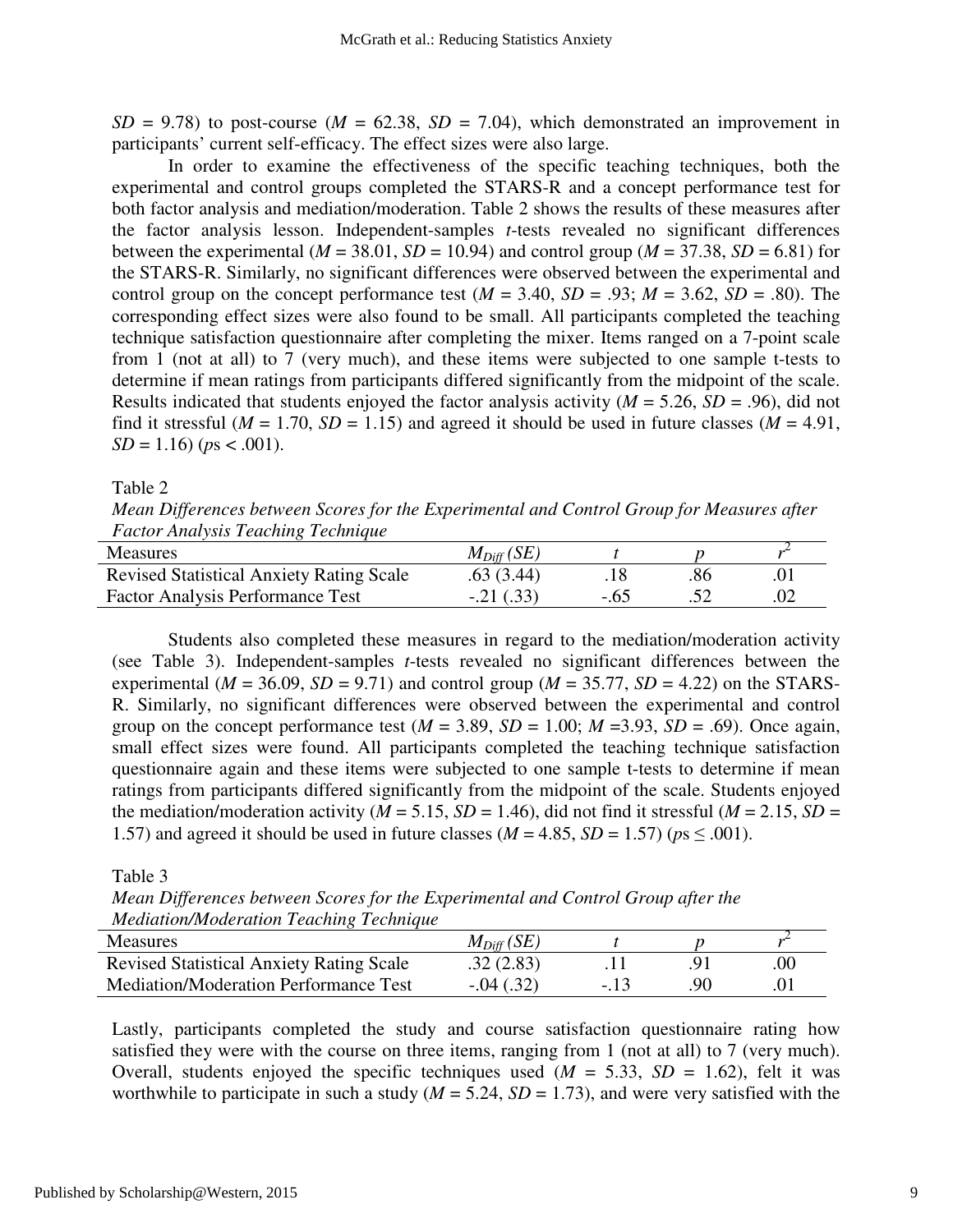*SD* = 9.78) to post-course (*M* = 62.38, *SD* = 7.04), which demonstrated an improvement in participants' current self-efficacy. The effect sizes were also large.

In order to examine the effectiveness of the specific teaching techniques, both the experimental and control groups completed the STARS-R and a concept performance test for both factor analysis and mediation/moderation. Table 2 shows the results of these measures after the factor analysis lesson. Independent-samples *t*-tests revealed no significant differences between the experimental (*M* = 38.01, *SD* = 10.94) and control group (*M* = 37.38, *SD* = 6.81) for the STARS-R. Similarly, no significant differences were observed between the experimental and control group on the concept performance test (*M* = 3.40, *SD* = .93; *M* = 3.62, *SD* = .80). The corresponding effect sizes were also found to be small. All participants completed the teaching technique satisfaction questionnaire after completing the mixer. Items ranged on a 7-point scale from 1 (not at all) to 7 (very much), and these items were subjected to one sample t-tests to determine if mean ratings from participants differed significantly from the midpoint of the scale. Results indicated that students enjoyed the factor analysis activity (*M* = 5.26, *SD* = .96), did not find it stressful (*M* = 1.70, *SD* = 1.15) and agreed it should be used in future classes (*M* = 4.91, *SD* = 1.16) ($p$s < .001).

Table 2
*Mean Differences between Scores for the Experimental and Control Group for Measures after Factor Analysis Teaching Technique*

| Measures | $M_{Diff}$ (*SE*) | *t* | *p* | $r^2$ |
|---|---|---|---|---|
| Revised Statistical Anxiety Rating Scale | .63 (3.44) | .18 | .86 | .01 |
| Factor Analysis Performance Test | -.21 (.33) | -.65 | .52 | .02 |

Students also completed these measures in regard to the mediation/moderation activity (see Table 3). Independent-samples *t*-tests revealed no significant differences between the experimental (*M* = 36.09, *SD* = 9.71) and control group (*M* = 35.77, *SD* = 4.22) on the STARS-R. Similarly, no significant differences were observed between the experimental and control group on the concept performance test (*M* = 3.89, *SD* = 1.00; *M* =3.93, *SD* = .69). Once again, small effect sizes were found. All participants completed the teaching technique satisfaction questionnaire again and these items were subjected to one sample t-tests to determine if mean ratings from participants differed significantly from the midpoint of the scale. Students enjoyed the mediation/moderation activity (*M* = 5.15, *SD* = 1.46), did not find it stressful (*M* = 2.15, *SD* = 1.57) and agreed it should be used in future classes (*M* = 4.85, *SD* = 1.57) ($p$s ≤ .001).

Table 3
*Mean Differences between Scores for the Experimental and Control Group after the Mediation/Moderation Teaching Technique*

| Measures | $M_{Diff}$ (*SE*) | *t* | *p* | $r^2$ |
|---|---|---|---|---|
| Revised Statistical Anxiety Rating Scale | .32 (2.83) | .11 | .91 | .00 |
| Mediation/Moderation Performance Test | -.04 (.32) | -.13 | .90 | .01 |

Lastly, participants completed the study and course satisfaction questionnaire rating how satisfied they were with the course on three items, ranging from 1 (not at all) to 7 (very much). Overall, students enjoyed the specific techniques used (*M* = 5.33, *SD* = 1.62), felt it was worthwhile to participate in such a study (*M* = 5.24, *SD* = 1.73), and were very satisfied with the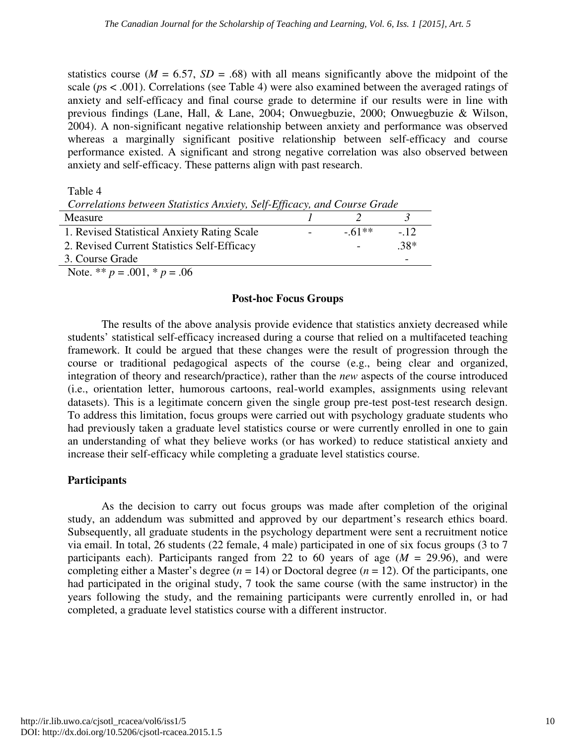statistics course ($M = 6.57$, $SD = .68$) with all means significantly above the midpoint of the scale ($p$s < .001). Correlations (see Table 4) were also examined between the averaged ratings of anxiety and self-efficacy and final course grade to determine if our results were in line with previous findings (Lane, Hall, & Lane, 2004; Onwuegbuzie, 2000; Onwuegbuzie & Wilson, 2004). A non-significant negative relationship between anxiety and performance was observed whereas a marginally significant positive relationship between self-efficacy and course performance existed. A significant and strong negative correlation was also observed between anxiety and self-efficacy. These patterns align with past research.

Table 4

*Correlations between Statistics Anxiety, Self-Efficacy, and Course Grade*

| Measure | *1* | *2* | *3* |
|---|---|---|---|
| 1. Revised Statistical Anxiety Rating Scale | - | -.61** | -.12 |
| 2. Revised Current Statistics Self-Efficacy | | - | .38* |
| 3. Course Grade | | | - |

Note. ** $p = .001$, * $p = .06$

## Post-hoc Focus Groups

The results of the above analysis provide evidence that statistics anxiety decreased while students' statistical self-efficacy increased during a course that relied on a multifaceted teaching framework. It could be argued that these changes were the result of progression through the course or traditional pedagogical aspects of the course (e.g., being clear and organized, integration of theory and research/practice), rather than the *new* aspects of the course introduced (i.e., orientation letter, humorous cartoons, real-world examples, assignments using relevant datasets). This is a legitimate concern given the single group pre-test post-test research design. To address this limitation, focus groups were carried out with psychology graduate students who had previously taken a graduate level statistics course or were currently enrolled in one to gain an understanding of what they believe works (or has worked) to reduce statistical anxiety and increase their self-efficacy while completing a graduate level statistics course.

### Participants

As the decision to carry out focus groups was made after completion of the original study, an addendum was submitted and approved by our department's research ethics board. Subsequently, all graduate students in the psychology department were sent a recruitment notice via email. In total, 26 students (22 female, 4 male) participated in one of six focus groups (3 to 7 participants each). Participants ranged from 22 to 60 years of age ($M = 29.96$), and were completing either a Master's degree ($n = 14$) or Doctoral degree ($n = 12$). Of the participants, one had participated in the original study, 7 took the same course (with the same instructor) in the years following the study, and the remaining participants were currently enrolled in, or had completed, a graduate level statistics course with a different instructor.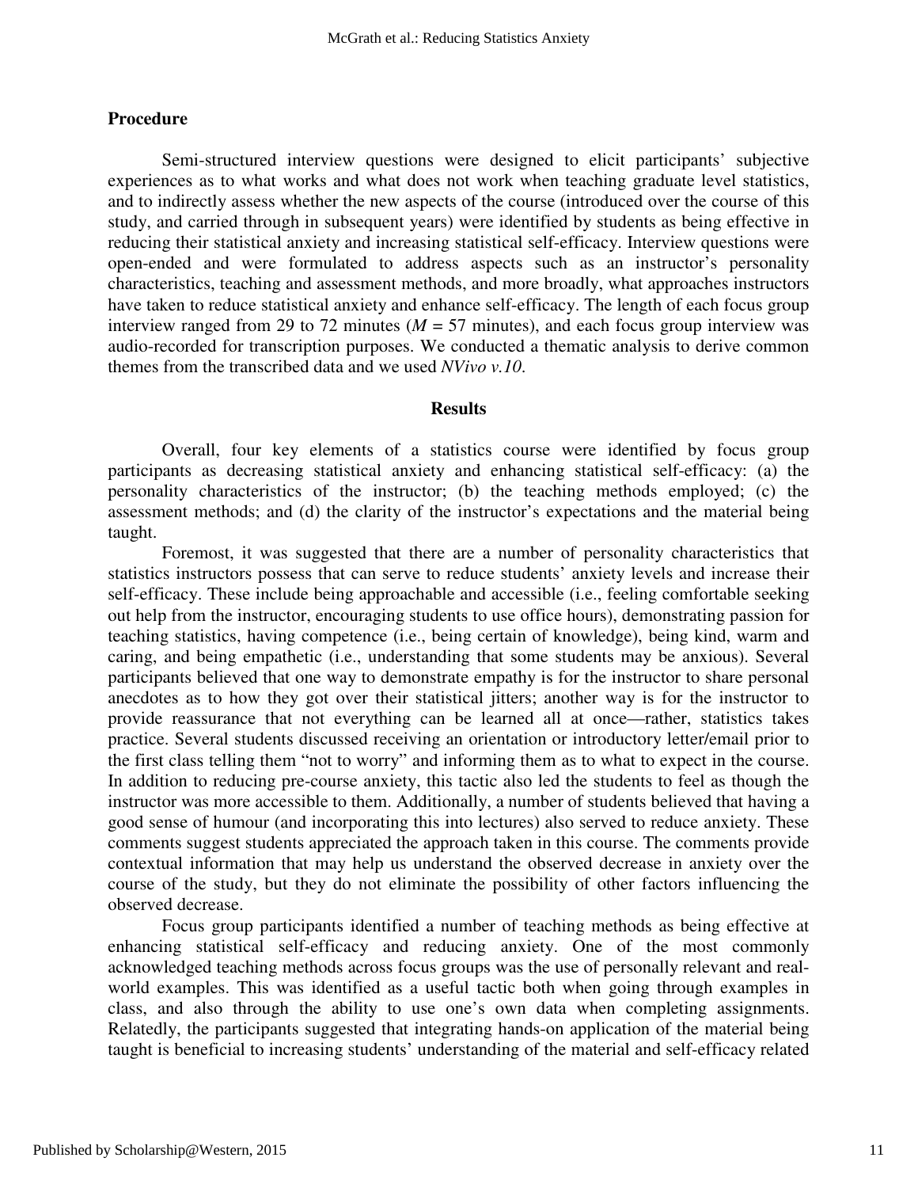## Procedure

Semi-structured interview questions were designed to elicit participants' subjective experiences as to what works and what does not work when teaching graduate level statistics, and to indirectly assess whether the new aspects of the course (introduced over the course of this study, and carried through in subsequent years) were identified by students as being effective in reducing their statistical anxiety and increasing statistical self-efficacy. Interview questions were open-ended and were formulated to address aspects such as an instructor's personality characteristics, teaching and assessment methods, and more broadly, what approaches instructors have taken to reduce statistical anxiety and enhance self-efficacy. The length of each focus group interview ranged from 29 to 72 minutes ($M$ = 57 minutes), and each focus group interview was audio-recorded for transcription purposes. We conducted a thematic analysis to derive common themes from the transcribed data and we used *NVivo v.10*.

## Results

Overall, four key elements of a statistics course were identified by focus group participants as decreasing statistical anxiety and enhancing statistical self-efficacy: (a) the personality characteristics of the instructor; (b) the teaching methods employed; (c) the assessment methods; and (d) the clarity of the instructor's expectations and the material being taught.

Foremost, it was suggested that there are a number of personality characteristics that statistics instructors possess that can serve to reduce students' anxiety levels and increase their self-efficacy. These include being approachable and accessible (i.e., feeling comfortable seeking out help from the instructor, encouraging students to use office hours), demonstrating passion for teaching statistics, having competence (i.e., being certain of knowledge), being kind, warm and caring, and being empathetic (i.e., understanding that some students may be anxious). Several participants believed that one way to demonstrate empathy is for the instructor to share personal anecdotes as to how they got over their statistical jitters; another way is for the instructor to provide reassurance that not everything can be learned all at once—rather, statistics takes practice. Several students discussed receiving an orientation or introductory letter/email prior to the first class telling them "not to worry" and informing them as to what to expect in the course. In addition to reducing pre-course anxiety, this tactic also led the students to feel as though the instructor was more accessible to them. Additionally, a number of students believed that having a good sense of humour (and incorporating this into lectures) also served to reduce anxiety. These comments suggest students appreciated the approach taken in this course. The comments provide contextual information that may help us understand the observed decrease in anxiety over the course of the study, but they do not eliminate the possibility of other factors influencing the observed decrease.

Focus group participants identified a number of teaching methods as being effective at enhancing statistical self-efficacy and reducing anxiety. One of the most commonly acknowledged teaching methods across focus groups was the use of personally relevant and real-world examples. This was identified as a useful tactic both when going through examples in class, and also through the ability to use one's own data when completing assignments. Relatedly, the participants suggested that integrating hands-on application of the material being taught is beneficial to increasing students' understanding of the material and self-efficacy related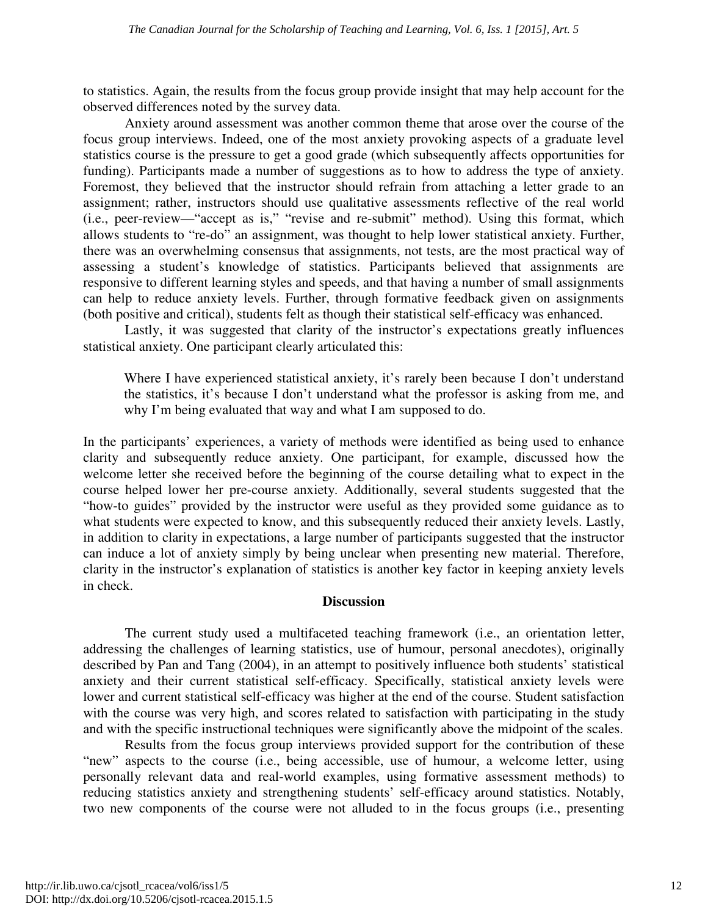to statistics. Again, the results from the focus group provide insight that may help account for the observed differences noted by the survey data.

Anxiety around assessment was another common theme that arose over the course of the focus group interviews. Indeed, one of the most anxiety provoking aspects of a graduate level statistics course is the pressure to get a good grade (which subsequently affects opportunities for funding). Participants made a number of suggestions as to how to address the type of anxiety. Foremost, they believed that the instructor should refrain from attaching a letter grade to an assignment; rather, instructors should use qualitative assessments reflective of the real world (i.e., peer-review—"accept as is," "revise and re-submit" method). Using this format, which allows students to "re-do" an assignment, was thought to help lower statistical anxiety. Further, there was an overwhelming consensus that assignments, not tests, are the most practical way of assessing a student's knowledge of statistics. Participants believed that assignments are responsive to different learning styles and speeds, and that having a number of small assignments can help to reduce anxiety levels. Further, through formative feedback given on assignments (both positive and critical), students felt as though their statistical self-efficacy was enhanced.

Lastly, it was suggested that clarity of the instructor's expectations greatly influences statistical anxiety. One participant clearly articulated this:

> Where I have experienced statistical anxiety, it's rarely been because I don't understand the statistics, it's because I don't understand what the professor is asking from me, and why I'm being evaluated that way and what I am supposed to do.

In the participants' experiences, a variety of methods were identified as being used to enhance clarity and subsequently reduce anxiety. One participant, for example, discussed how the welcome letter she received before the beginning of the course detailing what to expect in the course helped lower her pre-course anxiety. Additionally, several students suggested that the "how-to guides" provided by the instructor were useful as they provided some guidance as to what students were expected to know, and this subsequently reduced their anxiety levels. Lastly, in addition to clarity in expectations, a large number of participants suggested that the instructor can induce a lot of anxiety simply by being unclear when presenting new material. Therefore, clarity in the instructor's explanation of statistics is another key factor in keeping anxiety levels in check.

## Discussion

The current study used a multifaceted teaching framework (i.e., an orientation letter, addressing the challenges of learning statistics, use of humour, personal anecdotes), originally described by Pan and Tang (2004), in an attempt to positively influence both students' statistical anxiety and their current statistical self-efficacy. Specifically, statistical anxiety levels were lower and current statistical self-efficacy was higher at the end of the course. Student satisfaction with the course was very high, and scores related to satisfaction with participating in the study and with the specific instructional techniques were significantly above the midpoint of the scales.

Results from the focus group interviews provided support for the contribution of these "new" aspects to the course (i.e., being accessible, use of humour, a welcome letter, using personally relevant data and real-world examples, using formative assessment methods) to reducing statistics anxiety and strengthening students' self-efficacy around statistics. Notably, two new components of the course were not alluded to in the focus groups (i.e., presenting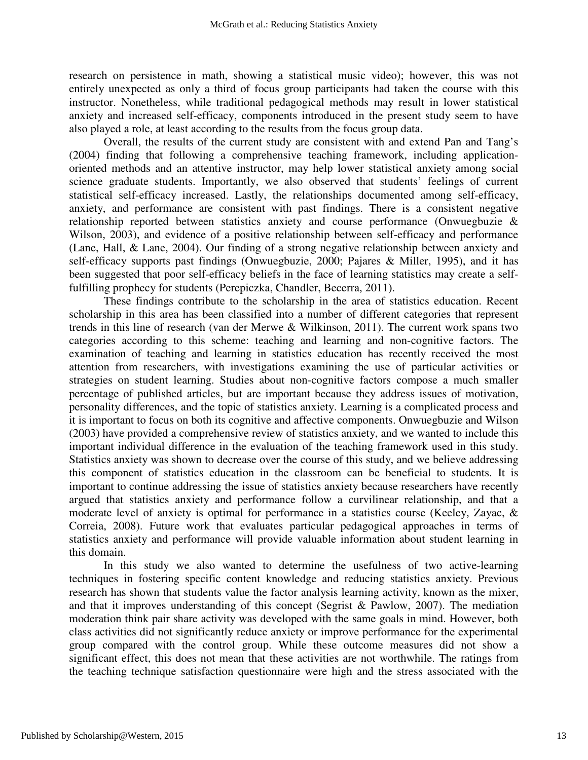research on persistence in math, showing a statistical music video); however, this was not entirely unexpected as only a third of focus group participants had taken the course with this instructor. Nonetheless, while traditional pedagogical methods may result in lower statistical anxiety and increased self-efficacy, components introduced in the present study seem to have also played a role, at least according to the results from the focus group data.

Overall, the results of the current study are consistent with and extend Pan and Tang's (2004) finding that following a comprehensive teaching framework, including application-oriented methods and an attentive instructor, may help lower statistical anxiety among social science graduate students. Importantly, we also observed that students' feelings of current statistical self-efficacy increased. Lastly, the relationships documented among self-efficacy, anxiety, and performance are consistent with past findings. There is a consistent negative relationship reported between statistics anxiety and course performance (Onwuegbuzie & Wilson, 2003), and evidence of a positive relationship between self-efficacy and performance (Lane, Hall, & Lane, 2004). Our finding of a strong negative relationship between anxiety and self-efficacy supports past findings (Onwuegbuzie, 2000; Pajares & Miller, 1995), and it has been suggested that poor self-efficacy beliefs in the face of learning statistics may create a self-fulfilling prophecy for students (Perepiczka, Chandler, Becerra, 2011).

These findings contribute to the scholarship in the area of statistics education. Recent scholarship in this area has been classified into a number of different categories that represent trends in this line of research (van der Merwe & Wilkinson, 2011). The current work spans two categories according to this scheme: teaching and learning and non-cognitive factors. The examination of teaching and learning in statistics education has recently received the most attention from researchers, with investigations examining the use of particular activities or strategies on student learning. Studies about non-cognitive factors compose a much smaller percentage of published articles, but are important because they address issues of motivation, personality differences, and the topic of statistics anxiety. Learning is a complicated process and it is important to focus on both its cognitive and affective components. Onwuegbuzie and Wilson (2003) have provided a comprehensive review of statistics anxiety, and we wanted to include this important individual difference in the evaluation of the teaching framework used in this study. Statistics anxiety was shown to decrease over the course of this study, and we believe addressing this component of statistics education in the classroom can be beneficial to students. It is important to continue addressing the issue of statistics anxiety because researchers have recently argued that statistics anxiety and performance follow a curvilinear relationship, and that a moderate level of anxiety is optimal for performance in a statistics course (Keeley, Zayac, & Correia, 2008). Future work that evaluates particular pedagogical approaches in terms of statistics anxiety and performance will provide valuable information about student learning in this domain.

In this study we also wanted to determine the usefulness of two active-learning techniques in fostering specific content knowledge and reducing statistics anxiety. Previous research has shown that students value the factor analysis learning activity, known as the mixer, and that it improves understanding of this concept (Segrist & Pawlow, 2007). The mediation moderation think pair share activity was developed with the same goals in mind. However, both class activities did not significantly reduce anxiety or improve performance for the experimental group compared with the control group. While these outcome measures did not show a significant effect, this does not mean that these activities are not worthwhile. The ratings from the teaching technique satisfaction questionnaire were high and the stress associated with the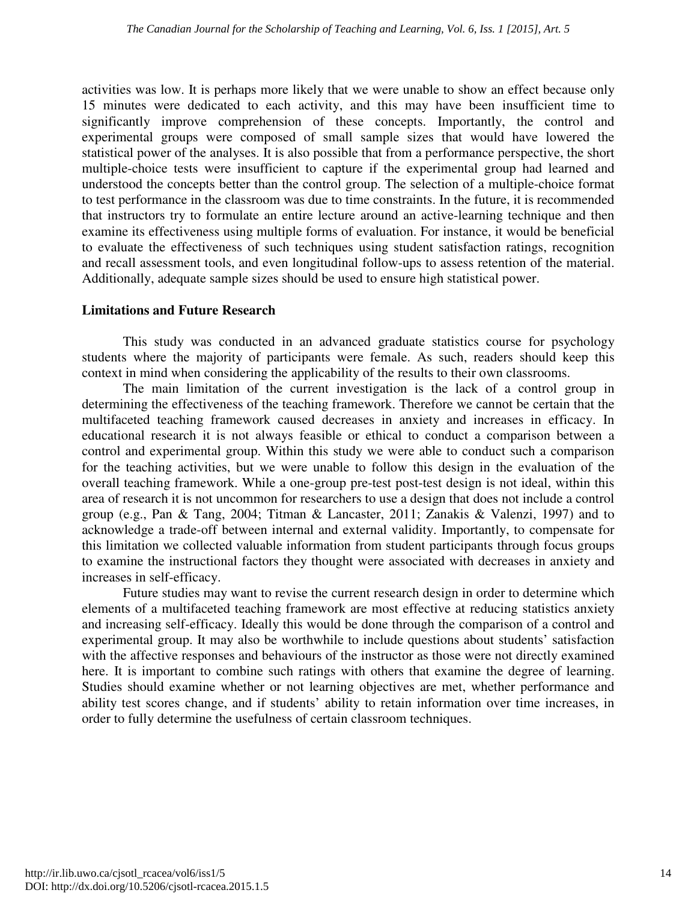activities was low. It is perhaps more likely that we were unable to show an effect because only 15 minutes were dedicated to each activity, and this may have been insufficient time to significantly improve comprehension of these concepts. Importantly, the control and experimental groups were composed of small sample sizes that would have lowered the statistical power of the analyses. It is also possible that from a performance perspective, the short multiple-choice tests were insufficient to capture if the experimental group had learned and understood the concepts better than the control group. The selection of a multiple-choice format to test performance in the classroom was due to time constraints. In the future, it is recommended that instructors try to formulate an entire lecture around an active-learning technique and then examine its effectiveness using multiple forms of evaluation. For instance, it would be beneficial to evaluate the effectiveness of such techniques using student satisfaction ratings, recognition and recall assessment tools, and even longitudinal follow-ups to assess retention of the material. Additionally, adequate sample sizes should be used to ensure high statistical power.

## Limitations and Future Research

This study was conducted in an advanced graduate statistics course for psychology students where the majority of participants were female. As such, readers should keep this context in mind when considering the applicability of the results to their own classrooms.

The main limitation of the current investigation is the lack of a control group in determining the effectiveness of the teaching framework. Therefore we cannot be certain that the multifaceted teaching framework caused decreases in anxiety and increases in efficacy. In educational research it is not always feasible or ethical to conduct a comparison between a control and experimental group. Within this study we were able to conduct such a comparison for the teaching activities, but we were unable to follow this design in the evaluation of the overall teaching framework. While a one-group pre-test post-test design is not ideal, within this area of research it is not uncommon for researchers to use a design that does not include a control group (e.g., Pan & Tang, 2004; Titman & Lancaster, 2011; Zanakis & Valenzi, 1997) and to acknowledge a trade-off between internal and external validity. Importantly, to compensate for this limitation we collected valuable information from student participants through focus groups to examine the instructional factors they thought were associated with decreases in anxiety and increases in self-efficacy.

Future studies may want to revise the current research design in order to determine which elements of a multifaceted teaching framework are most effective at reducing statistics anxiety and increasing self-efficacy. Ideally this would be done through the comparison of a control and experimental group. It may also be worthwhile to include questions about students' satisfaction with the affective responses and behaviours of the instructor as those were not directly examined here. It is important to combine such ratings with others that examine the degree of learning. Studies should examine whether or not learning objectives are met, whether performance and ability test scores change, and if students' ability to retain information over time increases, in order to fully determine the usefulness of certain classroom techniques.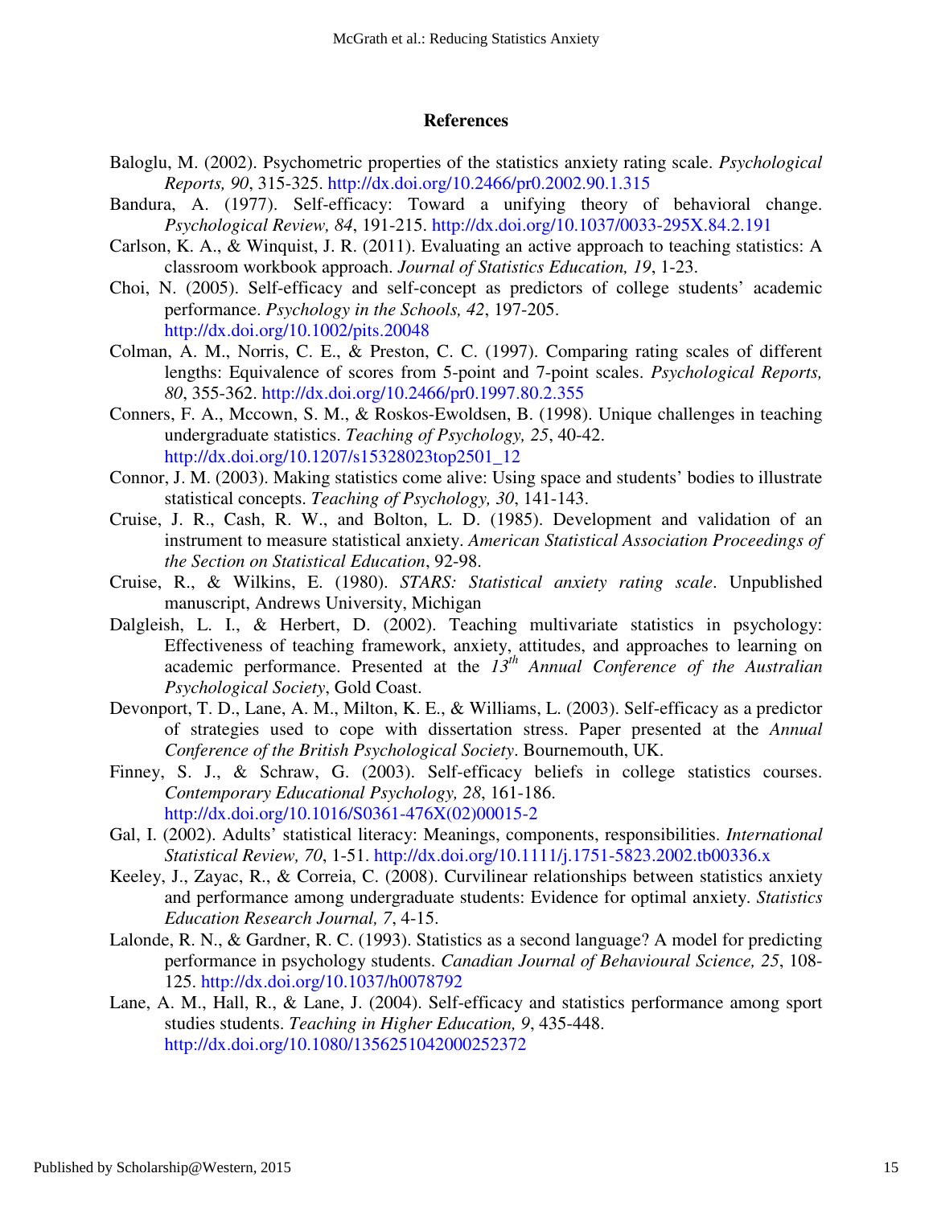## References

Baloglu, M. (2002). Psychometric properties of the statistics anxiety rating scale. *Psychological Reports, 90*, 315-325. http://dx.doi.org/10.2466/pr0.2002.90.1.315

Bandura, A. (1977). Self-efficacy: Toward a unifying theory of behavioral change. *Psychological Review, 84*, 191-215. http://dx.doi.org/10.1037/0033-295X.84.2.191

Carlson, K. A., & Winquist, J. R. (2011). Evaluating an active approach to teaching statistics: A classroom workbook approach. *Journal of Statistics Education, 19*, 1-23.

Choi, N. (2005). Self-efficacy and self-concept as predictors of college students' academic performance. *Psychology in the Schools, 42*, 197-205. http://dx.doi.org/10.1002/pits.20048

Colman, A. M., Norris, C. E., & Preston, C. C. (1997). Comparing rating scales of different lengths: Equivalence of scores from 5-point and 7-point scales. *Psychological Reports, 80*, 355-362. http://dx.doi.org/10.2466/pr0.1997.80.2.355

Conners, F. A., Mccown, S. M., & Roskos-Ewoldsen, B. (1998). Unique challenges in teaching undergraduate statistics. *Teaching of Psychology, 25*, 40-42. http://dx.doi.org/10.1207/s15328023top2501_12

Connor, J. M. (2003). Making statistics come alive: Using space and students' bodies to illustrate statistical concepts. *Teaching of Psychology, 30*, 141-143.

Cruise, J. R., Cash, R. W., and Bolton, L. D. (1985). Development and validation of an instrument to measure statistical anxiety. *American Statistical Association Proceedings of the Section on Statistical Education*, 92-98.

Cruise, R., & Wilkins, E. (1980). *STARS: Statistical anxiety rating scale*. Unpublished manuscript, Andrews University, Michigan

Dalgleish, L. I., & Herbert, D. (2002). Teaching multivariate statistics in psychology: Effectiveness of teaching framework, anxiety, attitudes, and approaches to learning on academic performance. Presented at the *13th Annual Conference of the Australian Psychological Society*, Gold Coast.

Devonport, T. D., Lane, A. M., Milton, K. E., & Williams, L. (2003). Self-efficacy as a predictor of strategies used to cope with dissertation stress. Paper presented at the *Annual Conference of the British Psychological Society*. Bournemouth, UK.

Finney, S. J., & Schraw, G. (2003). Self-efficacy beliefs in college statistics courses. *Contemporary Educational Psychology, 28*, 161-186. http://dx.doi.org/10.1016/S0361-476X(02)00015-2

Gal, I. (2002). Adults' statistical literacy: Meanings, components, responsibilities. *International Statistical Review, 70*, 1-51. http://dx.doi.org/10.1111/j.1751-5823.2002.tb00336.x

Keeley, J., Zayac, R., & Correia, C. (2008). Curvilinear relationships between statistics anxiety and performance among undergraduate students: Evidence for optimal anxiety. *Statistics Education Research Journal, 7*, 4-15.

Lalonde, R. N., & Gardner, R. C. (1993). Statistics as a second language? A model for predicting performance in psychology students. *Canadian Journal of Behavioural Science, 25*, 108-125. http://dx.doi.org/10.1037/h0078792

Lane, A. M., Hall, R., & Lane, J. (2004). Self-efficacy and statistics performance among sport studies students. *Teaching in Higher Education, 9*, 435-448. http://dx.doi.org/10.1080/1356251042000252372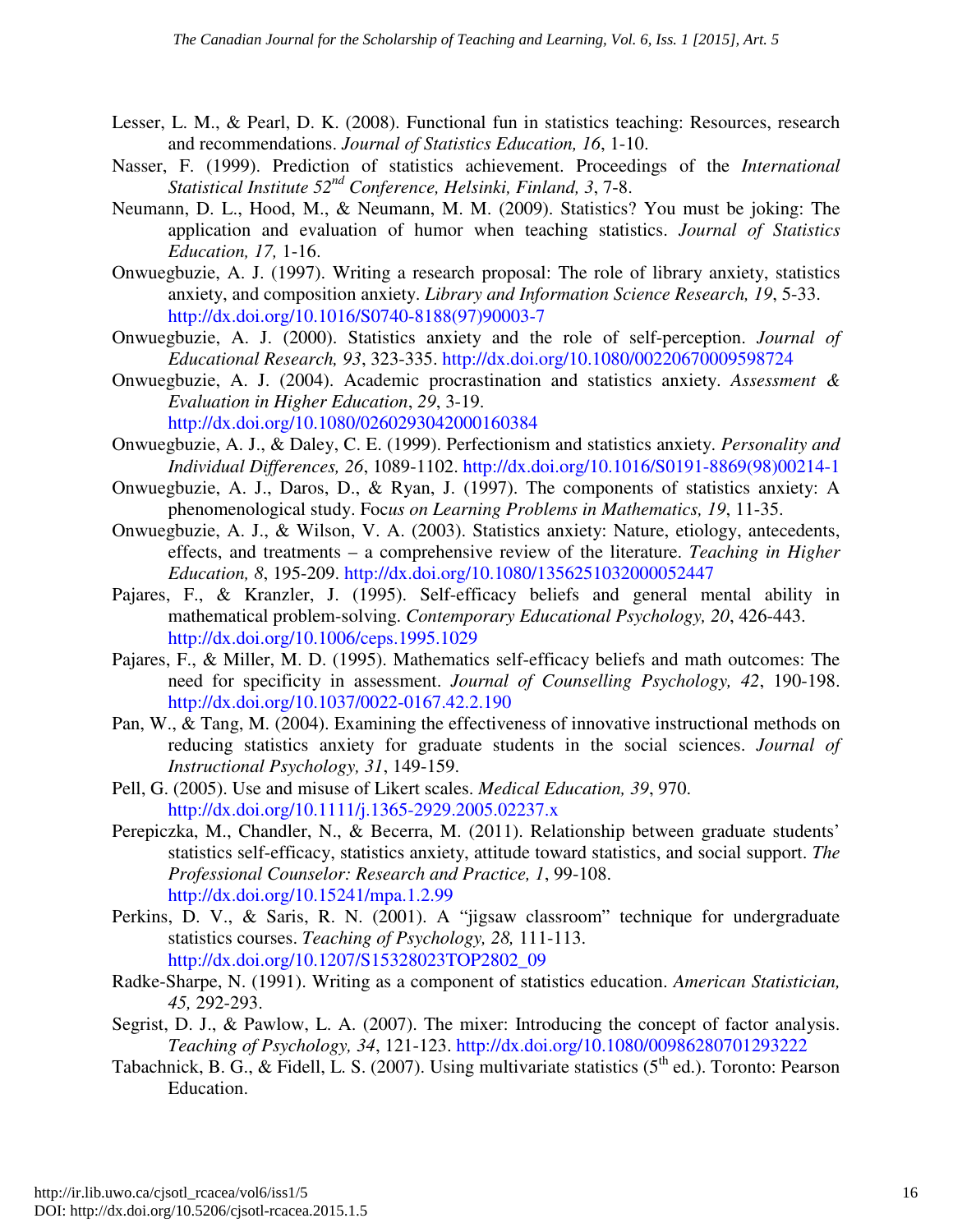Lesser, L. M., & Pearl, D. K. (2008). Functional fun in statistics teaching: Resources, research and recommendations. *Journal of Statistics Education, 16*, 1-10.

Nasser, F. (1999). Prediction of statistics achievement. Proceedings of the *International Statistical Institute 52nd Conference, Helsinki, Finland, 3*, 7-8.

Neumann, D. L., Hood, M., & Neumann, M. M. (2009). Statistics? You must be joking: The application and evaluation of humor when teaching statistics. *Journal of Statistics Education, 17,* 1-16.

Onwuegbuzie, A. J. (1997). Writing a research proposal: The role of library anxiety, statistics anxiety, and composition anxiety. *Library and Information Science Research, 19*, 5-33. http://dx.doi.org/10.1016/S0740-8188(97)90003-7

Onwuegbuzie, A. J. (2000). Statistics anxiety and the role of self-perception. *Journal of Educational Research, 93*, 323-335. http://dx.doi.org/10.1080/00220670009598724

Onwuegbuzie, A. J. (2004). Academic procrastination and statistics anxiety. *Assessment & Evaluation in Higher Education*, *29*, 3-19. http://dx.doi.org/10.1080/0260293042000160384

Onwuegbuzie, A. J., & Daley, C. E. (1999). Perfectionism and statistics anxiety. *Personality and Individual Differences, 26*, 1089-1102. http://dx.doi.org/10.1016/S0191-8869(98)00214-1

Onwuegbuzie, A. J., Daros, D., & Ryan, J. (1997). The components of statistics anxiety: A phenomenological study. Foc*us on Learning Problems in Mathematics, 19*, 11-35.

Onwuegbuzie, A. J., & Wilson, V. A. (2003). Statistics anxiety: Nature, etiology, antecedents, effects, and treatments – a comprehensive review of the literature. *Teaching in Higher Education, 8*, 195-209. http://dx.doi.org/10.1080/1356251032000052447

Pajares, F., & Kranzler, J. (1995). Self-efficacy beliefs and general mental ability in mathematical problem-solving. *Contemporary Educational Psychology, 20*, 426-443. http://dx.doi.org/10.1006/ceps.1995.1029

Pajares, F., & Miller, M. D. (1995). Mathematics self-efficacy beliefs and math outcomes: The need for specificity in assessment. *Journal of Counselling Psychology, 42*, 190-198. http://dx.doi.org/10.1037/0022-0167.42.2.190

Pan, W., & Tang, M. (2004). Examining the effectiveness of innovative instructional methods on reducing statistics anxiety for graduate students in the social sciences. *Journal of Instructional Psychology, 31*, 149-159.

Pell, G. (2005). Use and misuse of Likert scales. *Medical Education, 39*, 970. http://dx.doi.org/10.1111/j.1365-2929.2005.02237.x

Perepiczka, M., Chandler, N., & Becerra, M. (2011). Relationship between graduate students' statistics self-efficacy, statistics anxiety, attitude toward statistics, and social support. *The Professional Counselor: Research and Practice, 1*, 99-108. http://dx.doi.org/10.15241/mpa.1.2.99

Perkins, D. V., & Saris, R. N. (2001). A "jigsaw classroom" technique for undergraduate statistics courses. *Teaching of Psychology, 28,* 111-113. http://dx.doi.org/10.1207/S15328023TOP2802_09

Radke-Sharpe, N. (1991). Writing as a component of statistics education. *American Statistician, 45,* 292-293.

Segrist, D. J., & Pawlow, L. A. (2007). The mixer: Introducing the concept of factor analysis. *Teaching of Psychology, 34*, 121-123. http://dx.doi.org/10.1080/00986280701293222

Tabachnick, B. G., & Fidell, L. S. (2007). Using multivariate statistics (5th ed.). Toronto: Pearson Education.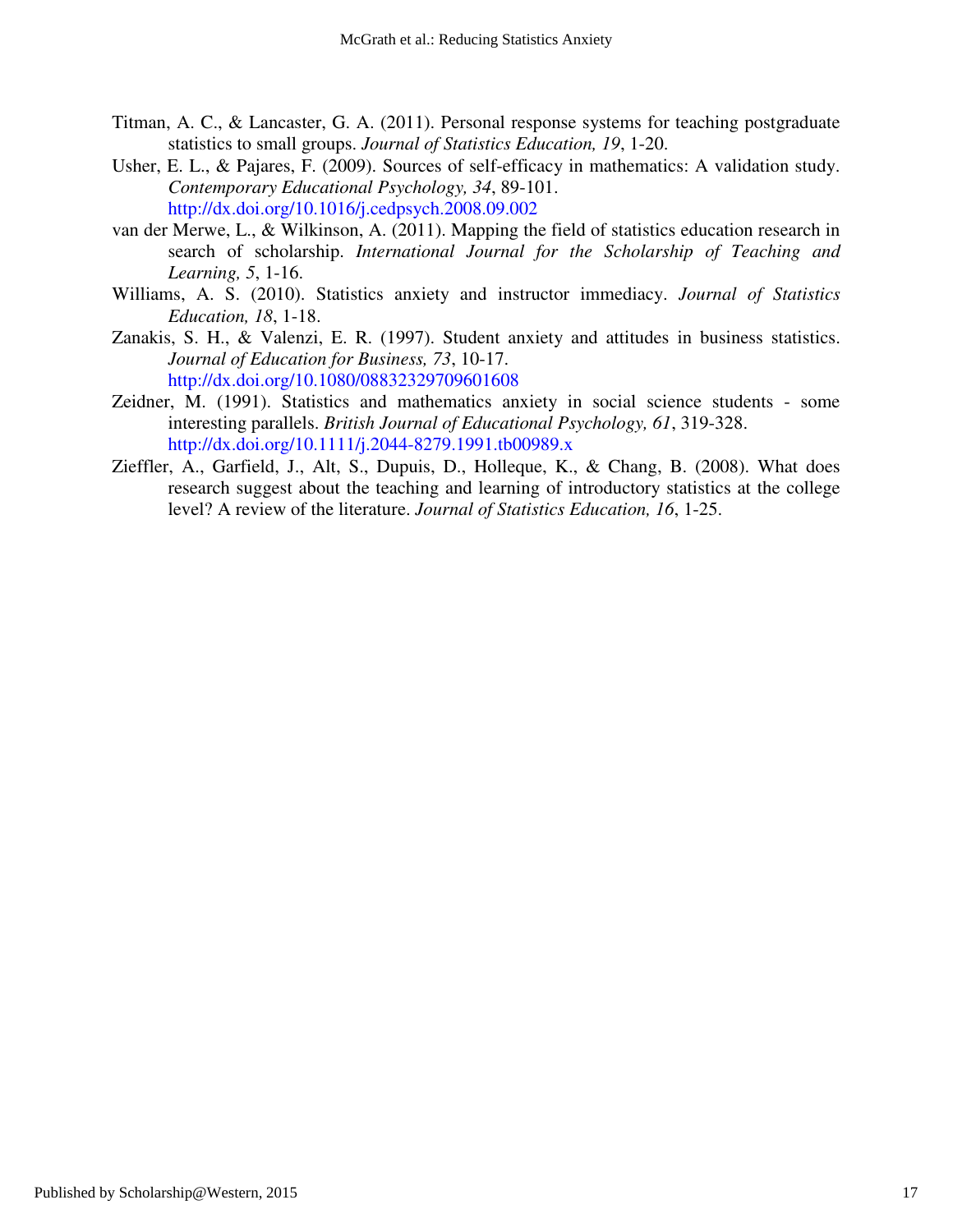Titman, A. C., & Lancaster, G. A. (2011). Personal response systems for teaching postgraduate statistics to small groups. *Journal of Statistics Education, 19*, 1-20.

Usher, E. L., & Pajares, F. (2009). Sources of self-efficacy in mathematics: A validation study. *Contemporary Educational Psychology, 34*, 89-101. http://dx.doi.org/10.1016/j.cedpsych.2008.09.002

van der Merwe, L., & Wilkinson, A. (2011). Mapping the field of statistics education research in search of scholarship. *International Journal for the Scholarship of Teaching and Learning, 5*, 1-16.

Williams, A. S. (2010). Statistics anxiety and instructor immediacy. *Journal of Statistics Education, 18*, 1-18.

Zanakis, S. H., & Valenzi, E. R. (1997). Student anxiety and attitudes in business statistics. *Journal of Education for Business, 73*, 10-17. http://dx.doi.org/10.1080/08832329709601608

Zeidner, M. (1991). Statistics and mathematics anxiety in social science students - some interesting parallels. *British Journal of Educational Psychology, 61*, 319-328. http://dx.doi.org/10.1111/j.2044-8279.1991.tb00989.x

Zieffler, A., Garfield, J., Alt, S., Dupuis, D., Holleque, K., & Chang, B. (2008). What does research suggest about the teaching and learning of introductory statistics at the college level? A review of the literature. *Journal of Statistics Education, 16*, 1-25.